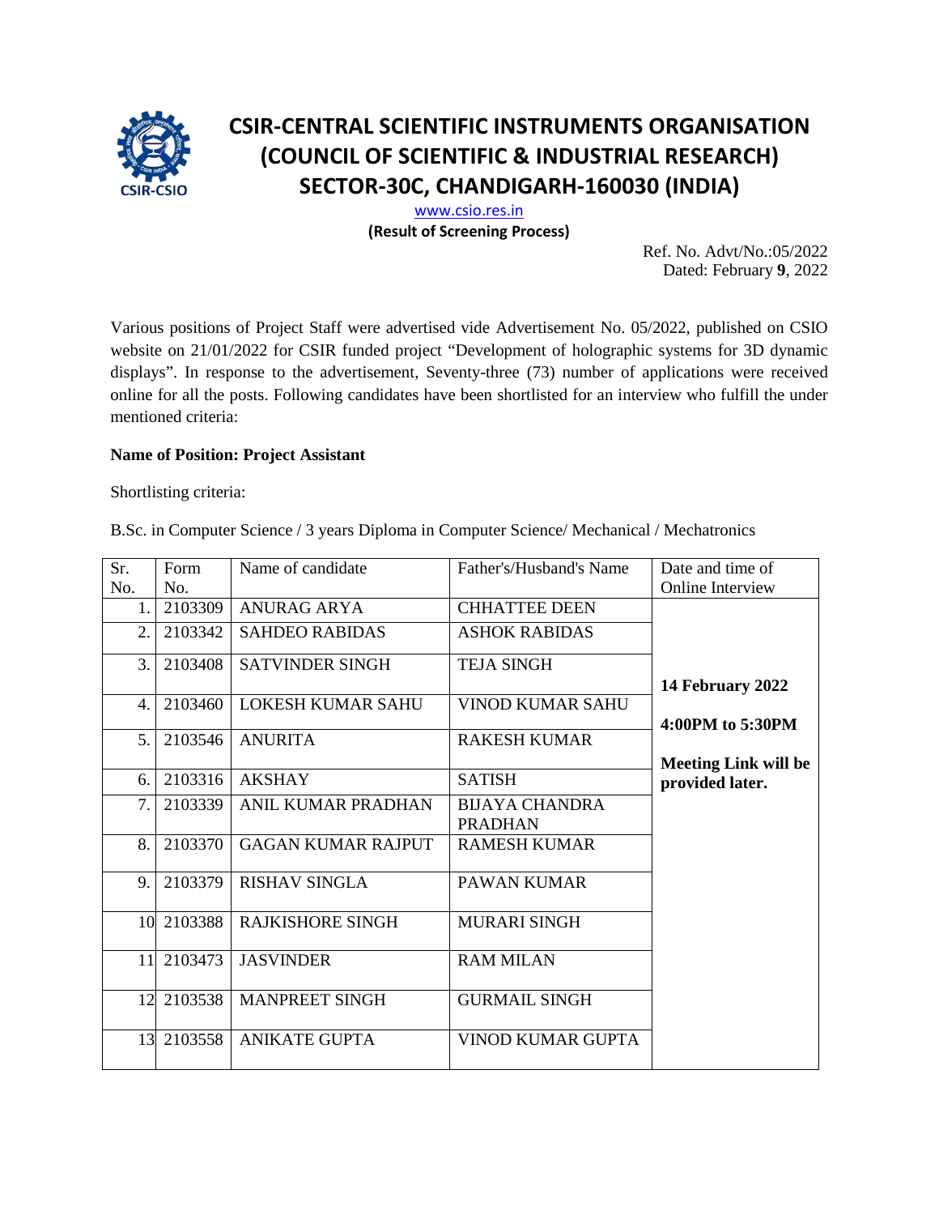# CSIR-CENTRAL SCIENTIFIC INSTRUMENTS ORGANISATION
# (COUNCIL OF SCIENTIFIC & INDUSTRIAL RESEARCH)
# SECTOR-30C, CHANDIGARH-160030 (INDIA)

www.csio.res.in

**(Result of Screening Process)**

Ref. No. Advt/No.:05/2022
Dated: February **9**, 2022

Various positions of Project Staff were advertised vide Advertisement No. 05/2022, published on CSIO website on 21/01/2022 for CSIR funded project "Development of holographic systems for 3D dynamic displays". In response to the advertisement, Seventy-three (73) number of applications were received online for all the posts. Following candidates have been shortlisted for an interview who fulfill the under mentioned criteria:

**Name of Position: Project Assistant**

Shortlisting criteria:

B.Sc. in Computer Science / 3 years Diploma in Computer Science/ Mechanical / Mechatronics

| Sr. No. | Form No. | Name of candidate | Father's/Husband's Name | Date and time of Online Interview |
|---|---|---|---|---|
| 1. | 2103309 | ANURAG ARYA | CHHATTEE DEEN | **14 February 2022** **4:00PM to 5:30PM** **Meeting Link will be provided later.** |
| 2. | 2103342 | SAHDEO RABIDAS | ASHOK RABIDAS | |
| 3. | 2103408 | SATVINDER SINGH | TEJA SINGH | |
| 4. | 2103460 | LOKESH KUMAR SAHU | VINOD KUMAR SAHU | |
| 5. | 2103546 | ANURITA | RAKESH KUMAR | |
| 6. | 2103316 | AKSHAY | SATISH | |
| 7. | 2103339 | ANIL KUMAR PRADHAN | BIJAYA CHANDRA PRADHAN | |
| 8. | 2103370 | GAGAN KUMAR RAJPUT | RAMESH KUMAR | |
| 9. | 2103379 | RISHAV SINGLA | PAWAN KUMAR | |
| 10 | 2103388 | RAJKISHORE SINGH | MURARI SINGH | |
| 11 | 2103473 | JASVINDER | RAM MILAN | |
| 12 | 2103538 | MANPREET SINGH | GURMAIL SINGH | |
| 13 | 2103558 | ANIKATE GUPTA | VINOD KUMAR GUPTA | |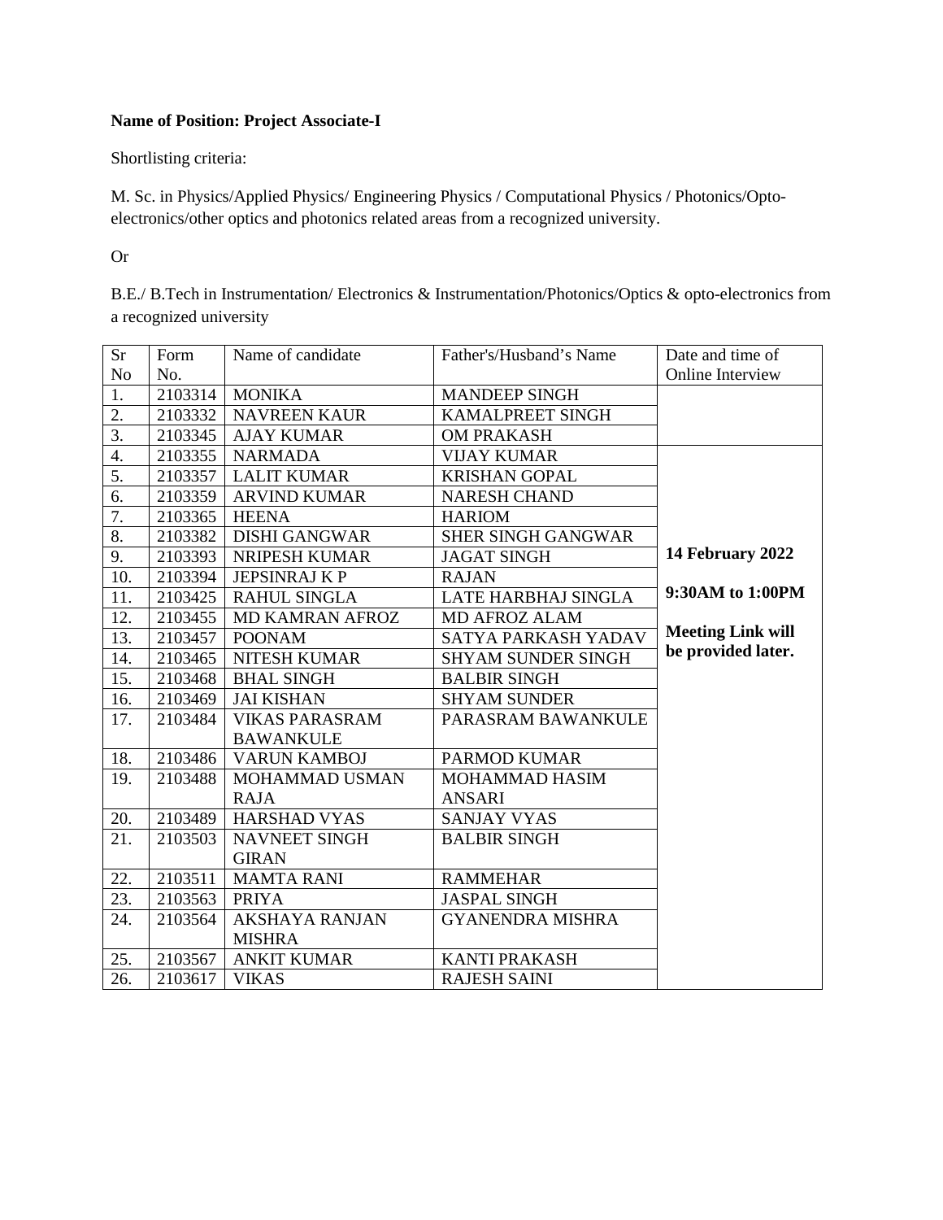**Name of Position: Project Associate-I**

Shortlisting criteria:

M. Sc. in Physics/Applied Physics/ Engineering Physics / Computational Physics / Photonics/Opto-electronics/other optics and photonics related areas from a recognized university.

Or

B.E./ B.Tech in Instrumentation/ Electronics & Instrumentation/Photonics/Optics & opto-electronics from a recognized university

| Sr No | Form No. | Name of candidate | Father's/Husband's Name | Date and time of Online Interview |
|---|---|---|---|---|
| 1. | 2103314 | MONIKA | MANDEEP SINGH | |
| 2. | 2103332 | NAVREEN KAUR | KAMALPREET SINGH | |
| 3. | 2103345 | AJAY KUMAR | OM PRAKASH | |
| 4. | 2103355 | NARMADA | VIJAY KUMAR | **14 February 2022** **9:30AM to 1:00PM** **Meeting Link will be provided later.** |
| 5. | 2103357 | LALIT KUMAR | KRISHAN GOPAL | |
| 6. | 2103359 | ARVIND KUMAR | NARESH CHAND | |
| 7. | 2103365 | HEENA | HARIOM | |
| 8. | 2103382 | DISHI GANGWAR | SHER SINGH GANGWAR | |
| 9. | 2103393 | NRIPESH KUMAR | JAGAT SINGH | |
| 10. | 2103394 | JEPSINRAJ K P | RAJAN | |
| 11. | 2103425 | RAHUL SINGLA | LATE HARBHAJ SINGLA | |
| 12. | 2103455 | MD KAMRAN AFROZ | MD AFROZ ALAM | |
| 13. | 2103457 | POONAM | SATYA PARKASH YADAV | |
| 14. | 2103465 | NITESH KUMAR | SHYAM SUNDER SINGH | |
| 15. | 2103468 | BHAL SINGH | BALBIR SINGH | |
| 16. | 2103469 | JAI KISHAN | SHYAM SUNDER | |
| 17. | 2103484 | VIKAS PARASRAM BAWANKULE | PARASRAM BAWANKULE | |
| 18. | 2103486 | VARUN KAMBOJ | PARMOD KUMAR | |
| 19. | 2103488 | MOHAMMAD USMAN RAJA | MOHAMMAD HASIM ANSARI | |
| 20. | 2103489 | HARSHAD VYAS | SANJAY VYAS | |
| 21. | 2103503 | NAVNEET SINGH GIRAN | BALBIR SINGH | |
| 22. | 2103511 | MAMTA RANI | RAMMEHAR | |
| 23. | 2103563 | PRIYA | JASPAL SINGH | |
| 24. | 2103564 | AKSHAYA RANJAN MISHRA | GYANENDRA MISHRA | |
| 25. | 2103567 | ANKIT KUMAR | KANTI PRAKASH | |
| 26. | 2103617 | VIKAS | RAJESH SAINI | |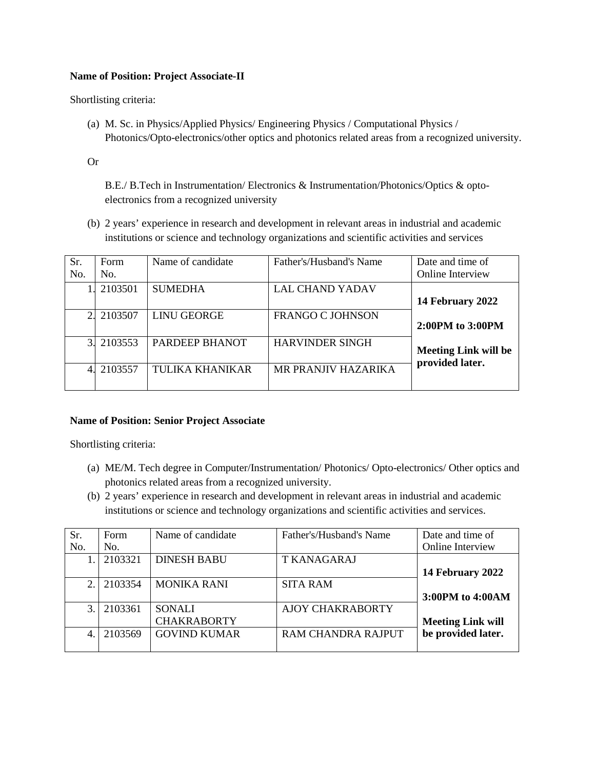**Name of Position: Project Associate-II**

Shortlisting criteria:

(a) M. Sc. in Physics/Applied Physics/ Engineering Physics / Computational Physics / Photonics/Opto-electronics/other optics and photonics related areas from a recognized university.

Or

B.E./ B.Tech in Instrumentation/ Electronics & Instrumentation/Photonics/Optics & opto-electronics from a recognized university

(b) 2 years' experience in research and development in relevant areas in industrial and academic institutions or science and technology organizations and scientific activities and services

| Sr. No. | Form No. | Name of candidate | Father's/Husband's Name | Date and time of Online Interview |
|---|---|---|---|---|
| 1. | 2103501 | SUMEDHA | LAL CHAND YADAV | **14 February 2022**<br>**2:00PM to 3:00PM**<br>**Meeting Link will be provided later.** |
| 2. | 2103507 | LINU GEORGE | FRANGO C JOHNSON | |
| 3. | 2103553 | PARDEEP BHANOT | HARVINDER SINGH | |
| 4. | 2103557 | TULIKA KHANIKAR | MR PRANJIV HAZARIKA | |

**Name of Position: Senior Project Associate**

Shortlisting criteria:

(a) ME/M. Tech degree in Computer/Instrumentation/ Photonics/ Opto-electronics/ Other optics and photonics related areas from a recognized university.

(b) 2 years' experience in research and development in relevant areas in industrial and academic institutions or science and technology organizations and scientific activities and services.

| Sr. No. | Form No. | Name of candidate | Father's/Husband's Name | Date and time of Online Interview |
|---|---|---|---|---|
| 1. | 2103321 | DINESH BABU | T KANAGARAJ | **14 February 2022**<br>**3:00PM to 4:00AM**<br>**Meeting Link will be provided later.** |
| 2. | 2103354 | MONIKA RANI | SITA RAM | |
| 3. | 2103361 | SONALI CHAKRABORTY | AJOY CHAKRABORTY | |
| 4. | 2103569 | GOVIND KUMAR | RAM CHANDRA RAJPUT | |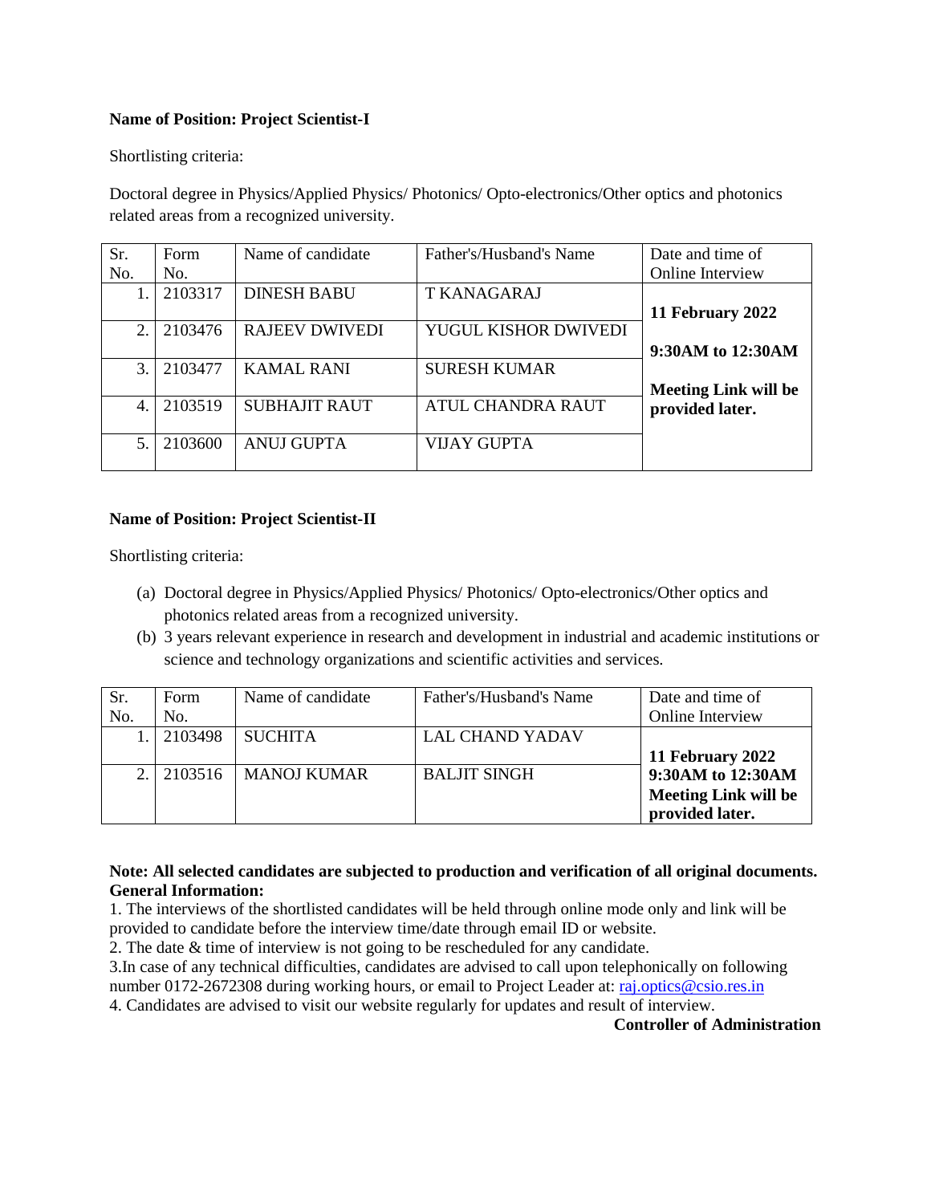**Name of Position: Project Scientist-I**

Shortlisting criteria:

Doctoral degree in Physics/Applied Physics/ Photonics/ Opto-electronics/Other optics and photonics related areas from a recognized university.

| Sr. No. | Form No. | Name of candidate | Father's/Husband's Name | Date and time of Online Interview |
|---|---|---|---|---|
| 1. | 2103317 | DINESH BABU | T KANAGARAJ | **11 February 2022** **9:30AM to 12:30AM** **Meeting Link will be provided later.** |
| 2. | 2103476 | RAJEEV DWIVEDI | YUGUL KISHOR DWIVEDI | |
| 3. | 2103477 | KAMAL RANI | SURESH KUMAR | |
| 4. | 2103519 | SUBHAJIT RAUT | ATUL CHANDRA RAUT | |
| 5. | 2103600 | ANUJ GUPTA | VIJAY GUPTA | |

**Name of Position: Project Scientist-II**

Shortlisting criteria:

(a) Doctoral degree in Physics/Applied Physics/ Photonics/ Opto-electronics/Other optics and photonics related areas from a recognized university.
(b) 3 years relevant experience in research and development in industrial and academic institutions or science and technology organizations and scientific activities and services.

| Sr. No. | Form No. | Name of candidate | Father's/Husband's Name | Date and time of Online Interview |
|---|---|---|---|---|
| 1. | 2103498 | SUCHITA | LAL CHAND YADAV | **11 February 2022** **9:30AM to 12:30AM** **Meeting Link will be provided later.** |
| 2. | 2103516 | MANOJ KUMAR | BALJIT SINGH | |

**Note: All selected candidates are subjected to production and verification of all original documents.**
**General Information:**
1. The interviews of the shortlisted candidates will be held through online mode only and link will be provided to candidate before the interview time/date through email ID or website.
2. The date & time of interview is not going to be rescheduled for any candidate.
3.In case of any technical difficulties, candidates are advised to call upon telephonically on following number 0172-2672308 during working hours, or email to Project Leader at: raj.optics@csio.res.in
4. Candidates are advised to visit our website regularly for updates and result of interview.

**Controller of Administration**